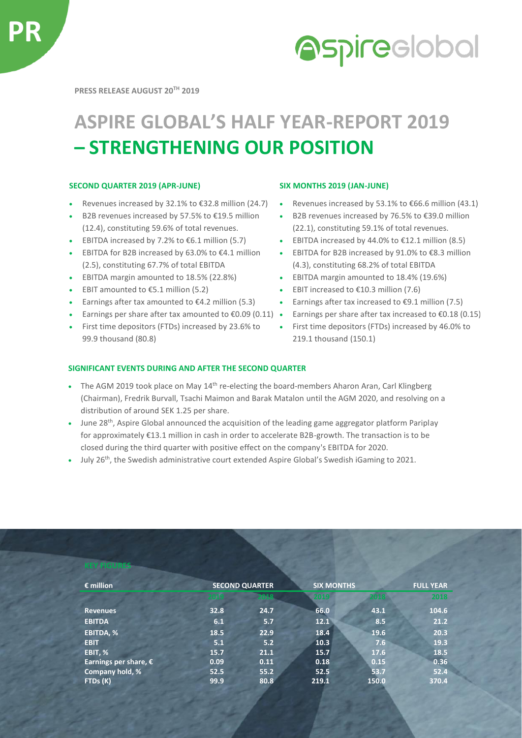PR

PRESS RELEASE AUGUST 20TH 2019

# ASPIRE GLOBAL'S HALF YEAR-REPORT 2019 – STRENGTHENING OUR POSITION

### SECOND QUARTER 2019 (APR-JUNE)

- Revenues increased by 32.1% to €32.8 million (24.7)
- B2B revenues increased by 57.5% to €19.5 million (12.4), constituting 59.6% of total revenues.
- EBITDA increased by 7.2% to €6.1 million (5.7)
- EBITDA for B2B increased by 63.0% to €4.1 million (2.5), constituting 67.7% of total EBITDA
- EBITDA margin amounted to 18.5% (22.8%)
- EBIT amounted to €5.1 million (5.2)
- Earnings after tax amounted to €4.2 million (5.3)
- Earnings per share after tax amounted to €0.09 (0.11)
- First time depositors (FTDs) increased by 23.6% to 99.9 thousand (80.8)

### SIX MONTHS 2019 (JAN-JUNE)

- Revenues increased by 53.1% to €66.6 million (43.1)
- B2B revenues increased by 76.5% to €39.0 million (22.1), constituting 59.1% of total revenues.
- EBITDA increased by 44.0% to €12.1 million (8.5)
- EBITDA for B2B increased by 91.0% to €8.3 million (4.3), constituting 68.2% of total EBITDA
- EBITDA margin amounted to 18.4% (19.6%)
- EBIT increased to €10.3 million (7.6)
- Earnings after tax increased to €9.1 million (7.5)
- Earnings per share after tax increased to €0.18 (0.15)
- First time depositors (FTDs) increased by 46.0% to 219.1 thousand (150.1)

### SIGNIFICANT EVENTS DURING AND AFTER THE SECOND QUARTER

- The AGM 2019 took place on May 14th re-electing the board-members Aharon Aran, Carl Klingberg (Chairman), Fredrik Burvall, Tsachi Maimon and Barak Matalon until the AGM 2020, and resolving on a distribution of around SEK 1.25 per share.
- June 28th, Aspire Global announced the acquisition of the leading game aggregator platform Pariplay for approximately €13.1 million in cash in order to accelerate B2B-growth. The transaction is to be closed during the third quarter with positive effect on the company's EBITDA for 2020.
- July 26th, the Swedish administrative court extended Aspire Global's Swedish iGaming to 2021.

### KEY FIGURES

| € million | SECOND QUARTER | | SIX MONTHS | | FULL YEAR |
|---|---|---|---|---|---|
| | 2019 | 2018 | 2019 | 2018 | 2018 |
| **Revenues** | 32.8 | 24.7 | 66.0 | 43.1 | 104.6 |
| **EBITDA** | 6.1 | 5.7 | 12.1 | 8.5 | 21.2 |
| **EBITDA, %** | 18.5 | 22.9 | 18.4 | 19.6 | 20.3 |
| **EBIT** | 5.1 | 5.2 | 10.3 | 7.6 | 19.3 |
| **EBIT, %** | 15.7 | 21.1 | 15.7 | 17.6 | 18.5 |
| **Earnings per share, €** | 0.09 | 0.11 | 0.18 | 0.15 | 0.36 |
| **Company hold, %** | 52.5 | 55.2 | 52.5 | 53.7 | 52.4 |
| **FTDs (K)** | 99.9 | 80.8 | 219.1 | 150.0 | 370.4 |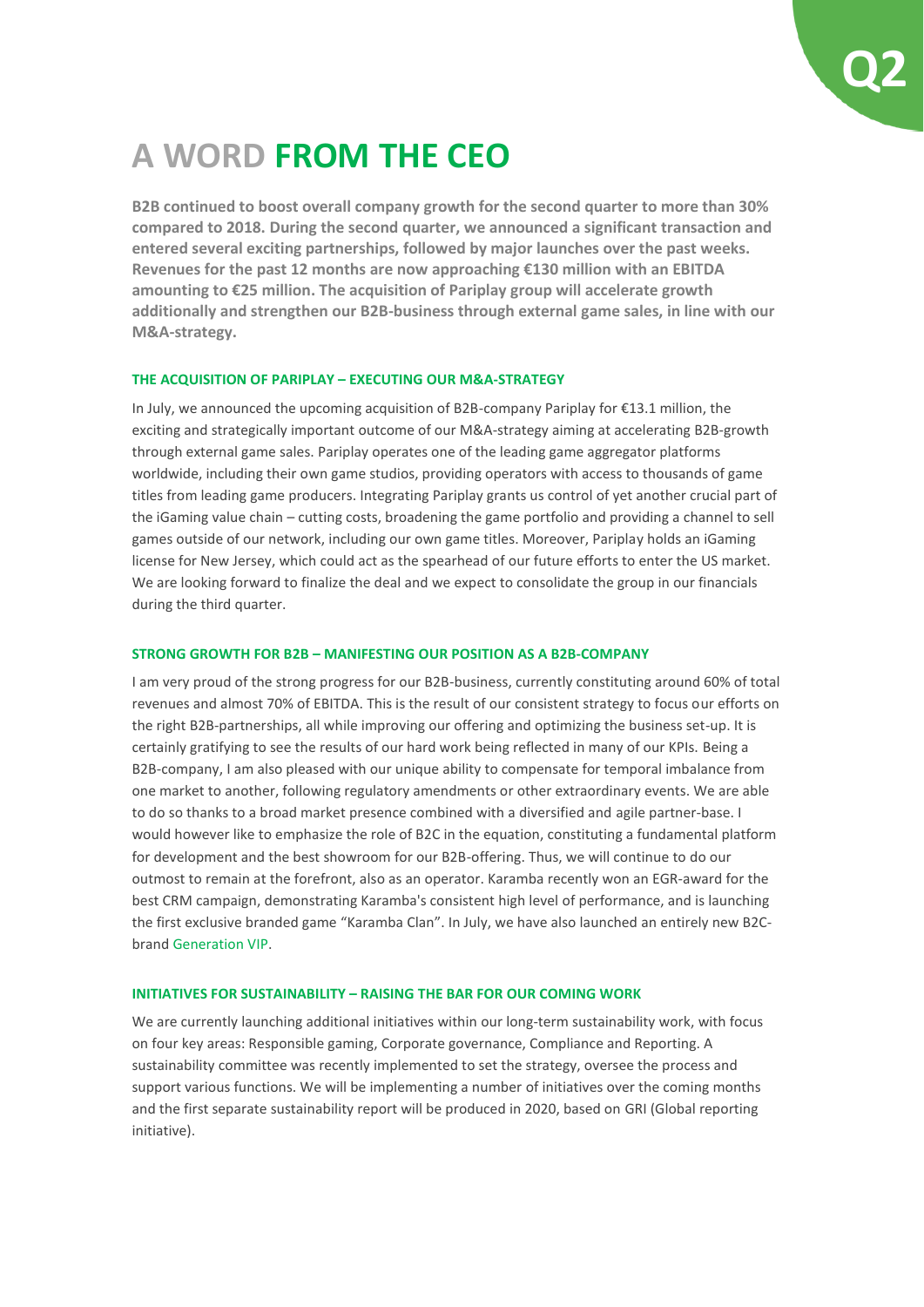# A WORD FROM THE CEO

**B2B continued to boost overall company growth for the second quarter to more than 30% compared to 2018. During the second quarter, we announced a significant transaction and entered several exciting partnerships, followed by major launches over the past weeks. Revenues for the past 12 months are now approaching €130 million with an EBITDA amounting to €25 million. The acquisition of Pariplay group will accelerate growth additionally and strengthen our B2B-business through external game sales, in line with our M&A-strategy.**

### THE ACQUISITION OF PARIPLAY – EXECUTING OUR M&A-STRATEGY

In July, we announced the upcoming acquisition of B2B-company Pariplay for €13.1 million, the exciting and strategically important outcome of our M&A-strategy aiming at accelerating B2B-growth through external game sales. Pariplay operates one of the leading game aggregator platforms worldwide, including their own game studios, providing operators with access to thousands of game titles from leading game producers. Integrating Pariplay grants us control of yet another crucial part of the iGaming value chain – cutting costs, broadening the game portfolio and providing a channel to sell games outside of our network, including our own game titles. Moreover, Pariplay holds an iGaming license for New Jersey, which could act as the spearhead of our future efforts to enter the US market. We are looking forward to finalize the deal and we expect to consolidate the group in our financials during the third quarter.

### STRONG GROWTH FOR B2B – MANIFESTING OUR POSITION AS A B2B-COMPANY

I am very proud of the strong progress for our B2B-business, currently constituting around 60% of total revenues and almost 70% of EBITDA. This is the result of our consistent strategy to focus our efforts on the right B2B-partnerships, all while improving our offering and optimizing the business set-up. It is certainly gratifying to see the results of our hard work being reflected in many of our KPIs. Being a B2B-company, I am also pleased with our unique ability to compensate for temporal imbalance from one market to another, following regulatory amendments or other extraordinary events. We are able to do so thanks to a broad market presence combined with a diversified and agile partner-base. I would however like to emphasize the role of B2C in the equation, constituting a fundamental platform for development and the best showroom for our B2B-offering. Thus, we will continue to do our outmost to remain at the forefront, also as an operator. Karamba recently won an EGR-award for the best CRM campaign, demonstrating Karamba's consistent high level of performance, and is launching the first exclusive branded game "Karamba Clan". In July, we have also launched an entirely new B2C-brand Generation VIP.

### INITIATIVES FOR SUSTAINABILITY – RAISING THE BAR FOR OUR COMING WORK

We are currently launching additional initiatives within our long-term sustainability work, with focus on four key areas: Responsible gaming, Corporate governance, Compliance and Reporting. A sustainability committee was recently implemented to set the strategy, oversee the process and support various functions. We will be implementing a number of initiatives over the coming months and the first separate sustainability report will be produced in 2020, based on GRI (Global reporting initiative).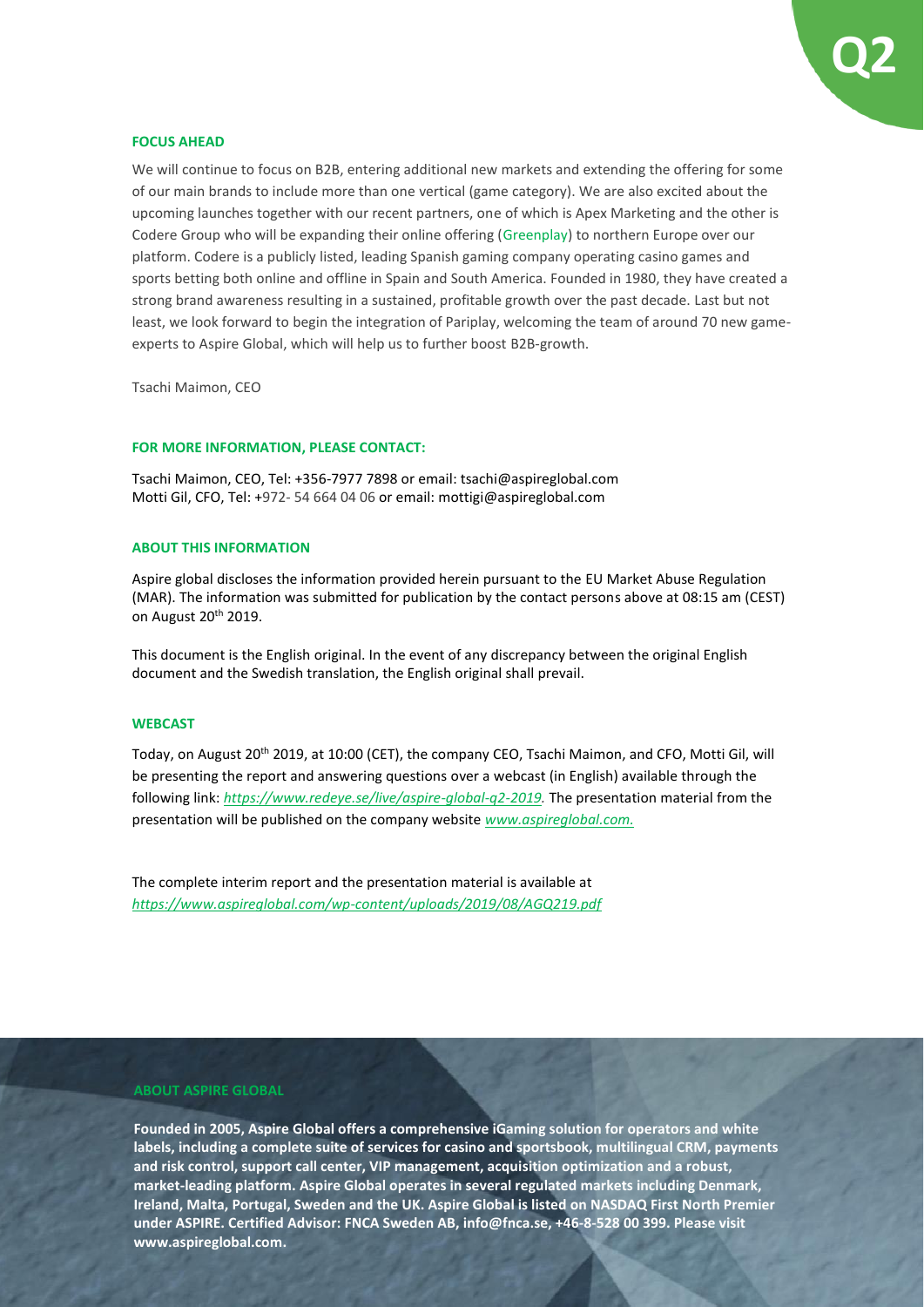### FOCUS AHEAD

We will continue to focus on B2B, entering additional new markets and extending the offering for some of our main brands to include more than one vertical (game category). We are also excited about the upcoming launches together with our recent partners, one of which is Apex Marketing and the other is Codere Group who will be expanding their online offering (Greenplay) to northern Europe over our platform. Codere is a publicly listed, leading Spanish gaming company operating casino games and sports betting both online and offline in Spain and South America. Founded in 1980, they have created a strong brand awareness resulting in a sustained, profitable growth over the past decade. Last but not least, we look forward to begin the integration of Pariplay, welcoming the team of around 70 new game-experts to Aspire Global, which will help us to further boost B2B-growth.

Tsachi Maimon, CEO

### FOR MORE INFORMATION, PLEASE CONTACT:

Tsachi Maimon, CEO, Tel: +356-7977 7898 or email: tsachi@aspireglobal.com
Motti Gil, CFO, Tel: +972- 54 664 04 06 or email: mottigi@aspireglobal.com

### ABOUT THIS INFORMATION

Aspire global discloses the information provided herein pursuant to the EU Market Abuse Regulation (MAR). The information was submitted for publication by the contact persons above at 08:15 am (CEST) on August 20th 2019.

This document is the English original. In the event of any discrepancy between the original English document and the Swedish translation, the English original shall prevail.

### WEBCAST

Today, on August 20th 2019, at 10:00 (CET), the company CEO, Tsachi Maimon, and CFO, Motti Gil, will be presenting the report and answering questions over a webcast (in English) available through the following link: *https://www.redeye.se/live/aspire-global-q2-2019.* The presentation material from the presentation will be published on the company website *www.aspireglobal.com.*

The complete interim report and the presentation material is available at *https://www.aspireglobal.com/wp-content/uploads/2019/08/AGQ219.pdf*

### ABOUT ASPIRE GLOBAL

**Founded in 2005, Aspire Global offers a comprehensive iGaming solution for operators and white labels, including a complete suite of services for casino and sportsbook, multilingual CRM, payments and risk control, support call center, VIP management, acquisition optimization and a robust, market-leading platform. Aspire Global operates in several regulated markets including Denmark, Ireland, Malta, Portugal, Sweden and the UK. Aspire Global is listed on NASDAQ First North Premier under ASPIRE. Certified Advisor: FNCA Sweden AB, info@fnca.se, +46-8-528 00 399. Please visit www.aspireglobal.com.**